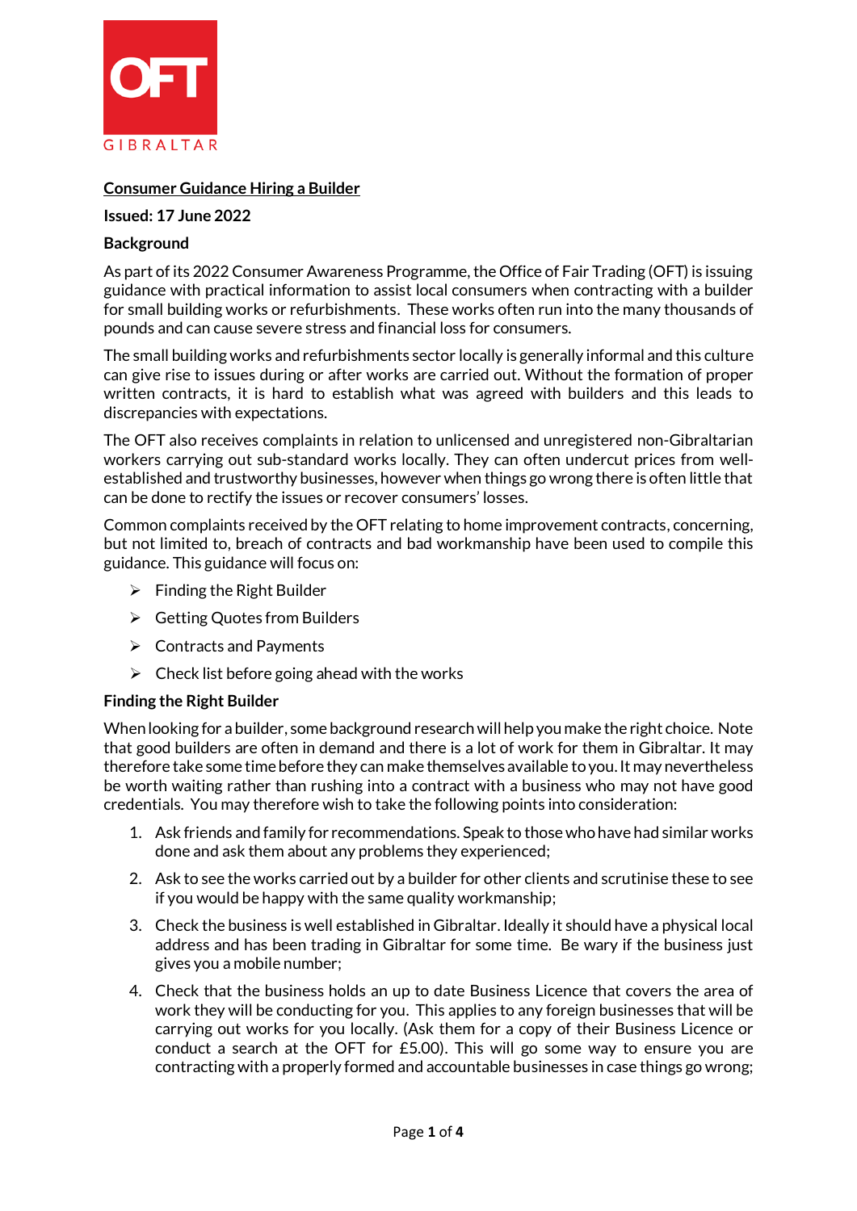OFT GIBRALTAR

**Consumer Guidance Hiring a Builder**

**Issued: 17 June 2022**

**Background**

As part of its 2022 Consumer Awareness Programme, the Office of Fair Trading (OFT) is issuing guidance with practical information to assist local consumers when contracting with a builder for small building works or refurbishments. These works often run into the many thousands of pounds and can cause severe stress and financial loss for consumers.

The small building works and refurbishments sector locally is generally informal and this culture can give rise to issues during or after works are carried out. Without the formation of proper written contracts, it is hard to establish what was agreed with builders and this leads to discrepancies with expectations.

The OFT also receives complaints in relation to unlicensed and unregistered non-Gibraltarian workers carrying out sub-standard works locally. They can often undercut prices from well-established and trustworthy businesses, however when things go wrong there is often little that can be done to rectify the issues or recover consumers' losses.

Common complaints received by the OFT relating to home improvement contracts, concerning, but not limited to, breach of contracts and bad workmanship have been used to compile this guidance. This guidance will focus on:

- Finding the Right Builder
- Getting Quotes from Builders
- Contracts and Payments
- Check list before going ahead with the works

**Finding the Right Builder**

When looking for a builder, some background research will help you make the right choice. Note that good builders are often in demand and there is a lot of work for them in Gibraltar. It may therefore take some time before they can make themselves available to you. It may nevertheless be worth waiting rather than rushing into a contract with a business who may not have good credentials. You may therefore wish to take the following points into consideration:

1. Ask friends and family for recommendations. Speak to those who have had similar works done and ask them about any problems they experienced;
2. Ask to see the works carried out by a builder for other clients and scrutinise these to see if you would be happy with the same quality workmanship;
3. Check the business is well established in Gibraltar. Ideally it should have a physical local address and has been trading in Gibraltar for some time. Be wary if the business just gives you a mobile number;
4. Check that the business holds an up to date Business Licence that covers the area of work they will be conducting for you. This applies to any foreign businesses that will be carrying out works for you locally. (Ask them for a copy of their Business Licence or conduct a search at the OFT for £5.00). This will go some way to ensure you are contracting with a properly formed and accountable businesses in case things go wrong;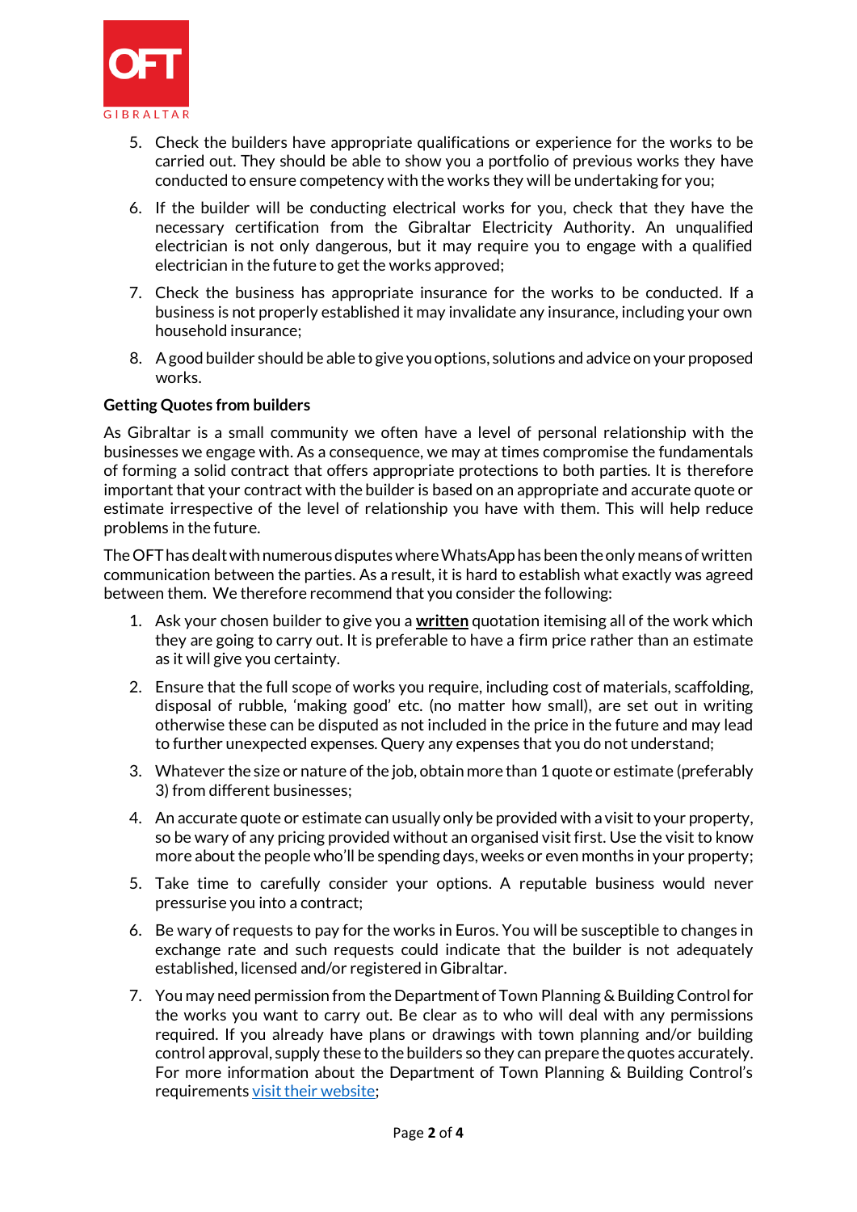5. Check the builders have appropriate qualifications or experience for the works to be carried out. They should be able to show you a portfolio of previous works they have conducted to ensure competency with the works they will be undertaking for you;
6. If the builder will be conducting electrical works for you, check that they have the necessary certification from the Gibraltar Electricity Authority. An unqualified electrician is not only dangerous, but it may require you to engage with a qualified electrician in the future to get the works approved;
7. Check the business has appropriate insurance for the works to be conducted. If a business is not properly established it may invalidate any insurance, including your own household insurance;
8. A good builder should be able to give you options, solutions and advice on your proposed works.

**Getting Quotes from builders**

As Gibraltar is a small community we often have a level of personal relationship with the businesses we engage with. As a consequence, we may at times compromise the fundamentals of forming a solid contract that offers appropriate protections to both parties. It is therefore important that your contract with the builder is based on an appropriate and accurate quote or estimate irrespective of the level of relationship you have with them. This will help reduce problems in the future.

The OFT has dealt with numerous disputes where WhatsApp has been the only means of written communication between the parties. As a result, it is hard to establish what exactly was agreed between them. We therefore recommend that you consider the following:

1. Ask your chosen builder to give you a **written** quotation itemising all of the work which they are going to carry out. It is preferable to have a firm price rather than an estimate as it will give you certainty.
2. Ensure that the full scope of works you require, including cost of materials, scaffolding, disposal of rubble, 'making good' etc. (no matter how small), are set out in writing otherwise these can be disputed as not included in the price in the future and may lead to further unexpected expenses. Query any expenses that you do not understand;
3. Whatever the size or nature of the job, obtain more than 1 quote or estimate (preferably 3) from different businesses;
4. An accurate quote or estimate can usually only be provided with a visit to your property, so be wary of any pricing provided without an organised visit first. Use the visit to know more about the people who'll be spending days, weeks or even months in your property;
5. Take time to carefully consider your options. A reputable business would never pressurise you into a contract;
6. Be wary of requests to pay for the works in Euros. You will be susceptible to changes in exchange rate and such requests could indicate that the builder is not adequately established, licensed and/or registered in Gibraltar.
7. You may need permission from the Department of Town Planning & Building Control for the works you want to carry out. Be clear as to who will deal with any permissions required. If you already have plans or drawings with town planning and/or building control approval, supply these to the builders so they can prepare the quotes accurately. For more information about the Department of Town Planning & Building Control's requirements visit their website;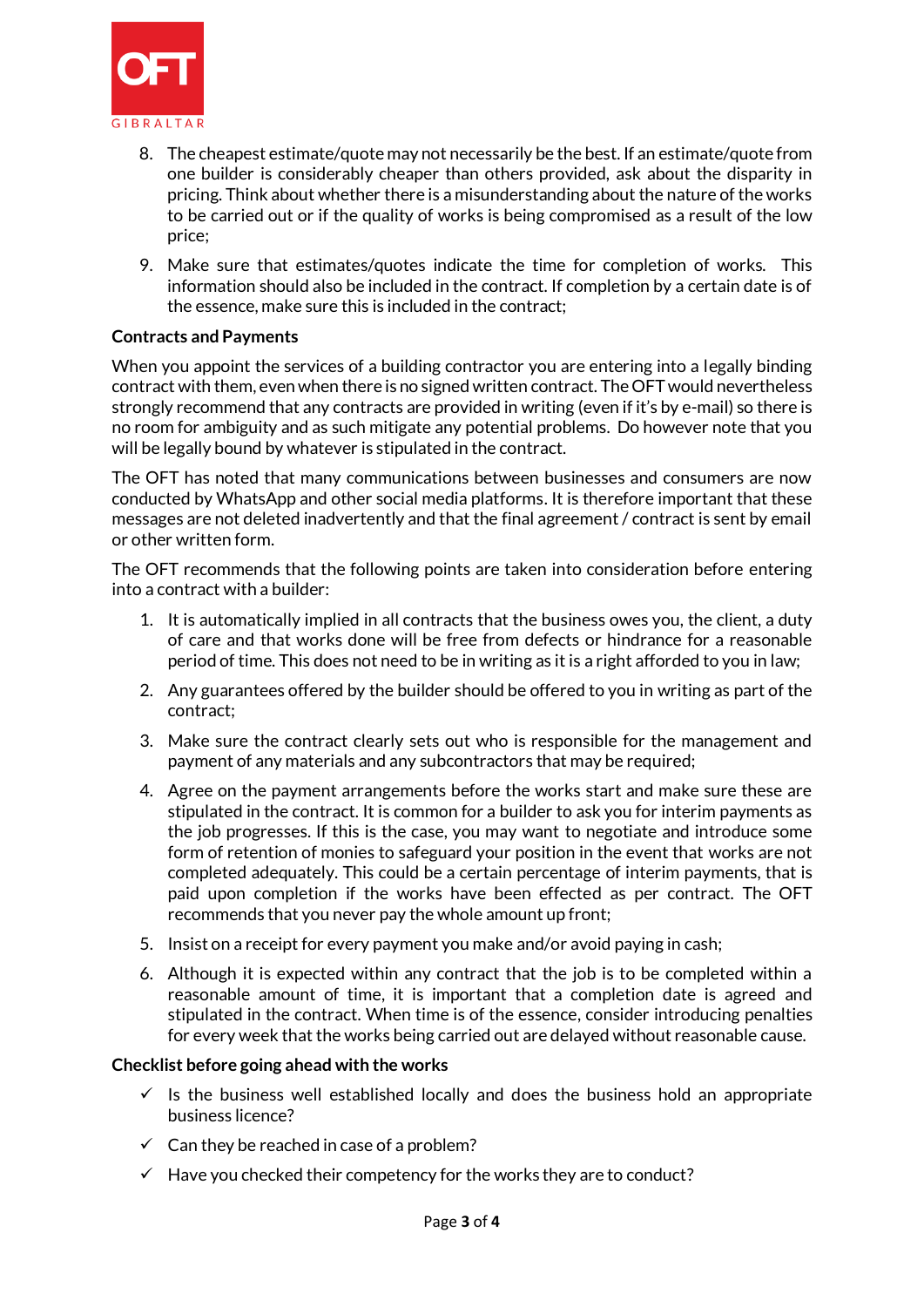8. The cheapest estimate/quote may not necessarily be the best. If an estimate/quote from one builder is considerably cheaper than others provided, ask about the disparity in pricing. Think about whether there is a misunderstanding about the nature of the works to be carried out or if the quality of works is being compromised as a result of the low price;
9. Make sure that estimates/quotes indicate the time for completion of works. This information should also be included in the contract. If completion by a certain date is of the essence, make sure this is included in the contract;

**Contracts and Payments**

When you appoint the services of a building contractor you are entering into a legally binding contract with them, even when there is no signed written contract. The OFT would nevertheless strongly recommend that any contracts are provided in writing (even if it's by e-mail) so there is no room for ambiguity and as such mitigate any potential problems. Do however note that you will be legally bound by whatever is stipulated in the contract.

The OFT has noted that many communications between businesses and consumers are now conducted by WhatsApp and other social media platforms. It is therefore important that these messages are not deleted inadvertently and that the final agreement / contract is sent by email or other written form.

The OFT recommends that the following points are taken into consideration before entering into a contract with a builder:

1. It is automatically implied in all contracts that the business owes you, the client, a duty of care and that works done will be free from defects or hindrance for a reasonable period of time. This does not need to be in writing as it is a right afforded to you in law;
2. Any guarantees offered by the builder should be offered to you in writing as part of the contract;
3. Make sure the contract clearly sets out who is responsible for the management and payment of any materials and any subcontractors that may be required;
4. Agree on the payment arrangements before the works start and make sure these are stipulated in the contract. It is common for a builder to ask you for interim payments as the job progresses. If this is the case, you may want to negotiate and introduce some form of retention of monies to safeguard your position in the event that works are not completed adequately. This could be a certain percentage of interim payments, that is paid upon completion if the works have been effected as per contract. The OFT recommends that you never pay the whole amount up front;
5. Insist on a receipt for every payment you make and/or avoid paying in cash;
6. Although it is expected within any contract that the job is to be completed within a reasonable amount of time, it is important that a completion date is agreed and stipulated in the contract. When time is of the essence, consider introducing penalties for every week that the works being carried out are delayed without reasonable cause.

**Checklist before going ahead with the works**

- ✓ Is the business well established locally and does the business hold an appropriate business licence?
- ✓ Can they be reached in case of a problem?
- ✓ Have you checked their competency for the works they are to conduct?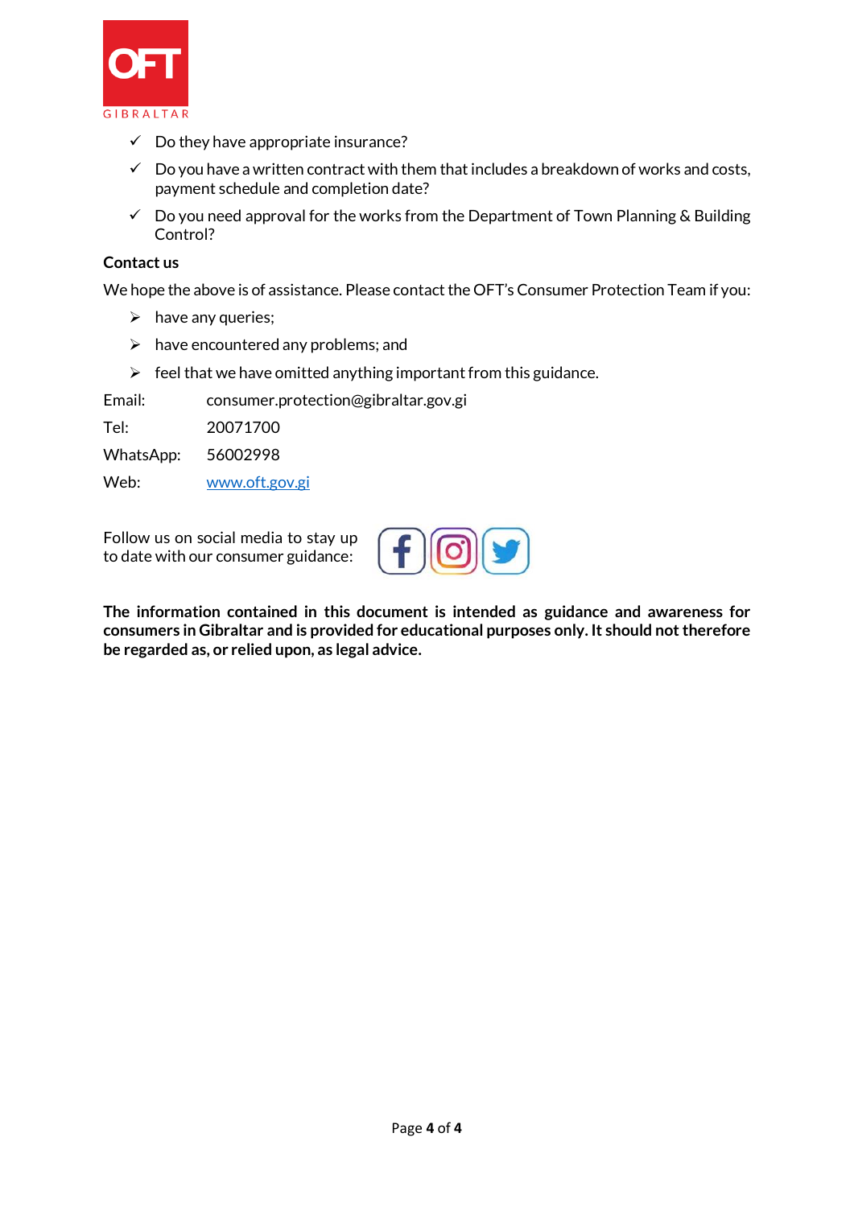- ✓ Do they have appropriate insurance?
- ✓ Do you have a written contract with them that includes a breakdown of works and costs, payment schedule and completion date?
- ✓ Do you need approval for the works from the Department of Town Planning & Building Control?

**Contact us**

We hope the above is of assistance. Please contact the OFT's Consumer Protection Team if you:

- have any queries;
- have encountered any problems; and
- feel that we have omitted anything important from this guidance.

| | |
|---|---|
| Email: | consumer.protection@gibraltar.gov.gi |
| Tel: | 20071700 |
| WhatsApp: | 56002998 |
| Web: | www.oft.gov.gi |

Follow us on social media to stay up to date with our consumer guidance:

**The information contained in this document is intended as guidance and awareness for consumers in Gibraltar and is provided for educational purposes only. It should not therefore be regarded as, or relied upon, as legal advice.**